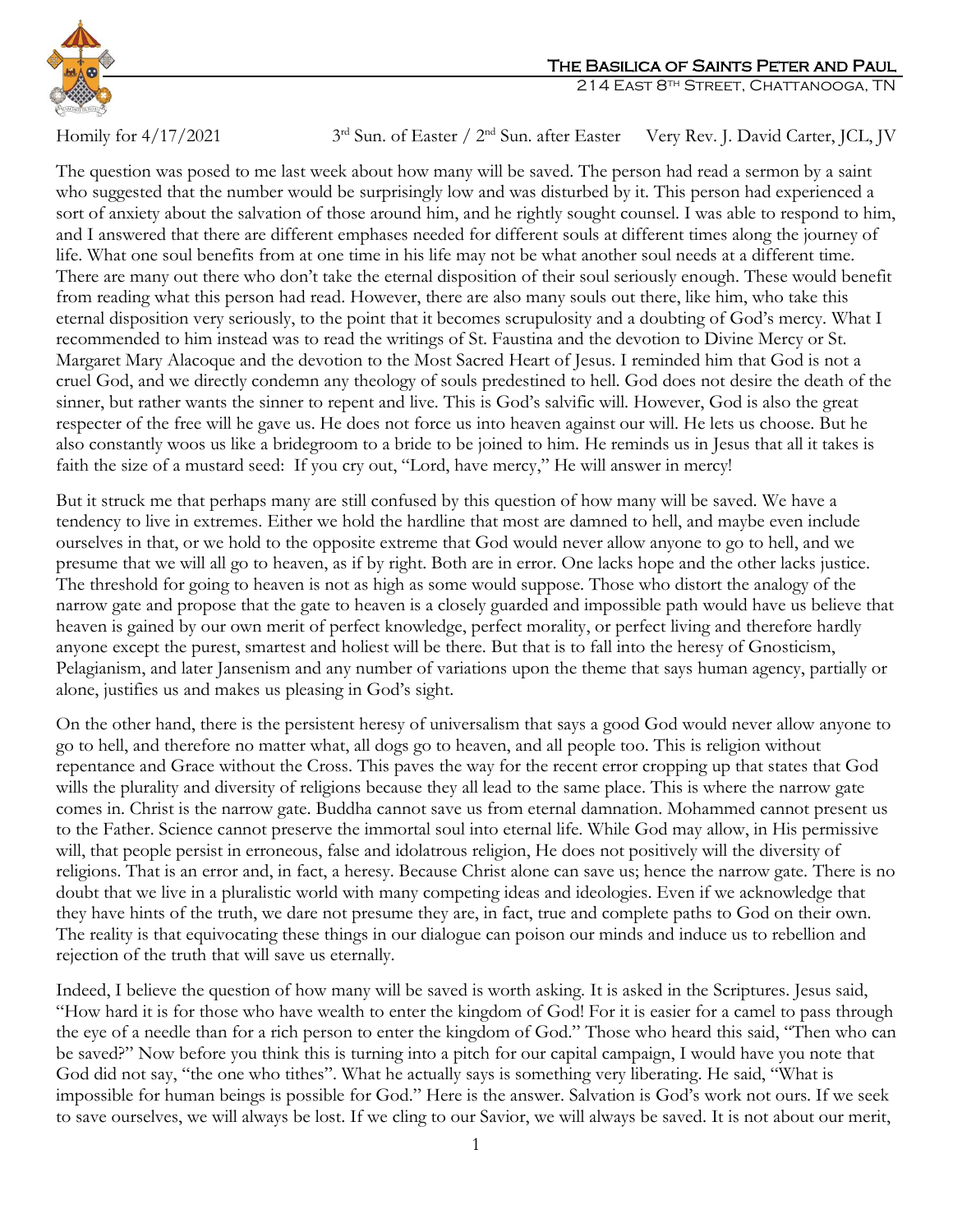# The Basilica of Saints Peter and Paul

214 East 8th Street, Chattanooga, TN

Homily for 4/17/2021 — 3rd Sun. of Easter / 2nd Sun. after Easter — Very Rev. J. David Carter, JCL, JV

The question was posed to me last week about how many will be saved. The person had read a sermon by a saint who suggested that the number would be surprisingly low and was disturbed by it. This person had experienced a sort of anxiety about the salvation of those around him, and he rightly sought counsel. I was able to respond to him, and I answered that there are different emphases needed for different souls at different times along the journey of life. What one soul benefits from at one time in his life may not be what another soul needs at a different time. There are many out there who don't take the eternal disposition of their soul seriously enough. These would benefit from reading what this person had read. However, there are also many souls out there, like him, who take this eternal disposition very seriously, to the point that it becomes scrupulosity and a doubting of God's mercy. What I recommended to him instead was to read the writings of St. Faustina and the devotion to Divine Mercy or St. Margaret Mary Alacoque and the devotion to the Most Sacred Heart of Jesus. I reminded him that God is not a cruel God, and we directly condemn any theology of souls predestined to hell. God does not desire the death of the sinner, but rather wants the sinner to repent and live. This is God's salvific will. However, God is also the great respecter of the free will he gave us. He does not force us into heaven against our will. He lets us choose. But he also constantly woos us like a bridegroom to a bride to be joined to him. He reminds us in Jesus that all it takes is faith the size of a mustard seed: If you cry out, "Lord, have mercy," He will answer in mercy!

But it struck me that perhaps many are still confused by this question of how many will be saved. We have a tendency to live in extremes. Either we hold the hardline that most are damned to hell, and maybe even include ourselves in that, or we hold to the opposite extreme that God would never allow anyone to go to hell, and we presume that we will all go to heaven, as if by right. Both are in error. One lacks hope and the other lacks justice. The threshold for going to heaven is not as high as some would suppose. Those who distort the analogy of the narrow gate and propose that the gate to heaven is a closely guarded and impossible path would have us believe that heaven is gained by our own merit of perfect knowledge, perfect morality, or perfect living and therefore hardly anyone except the purest, smartest and holiest will be there. But that is to fall into the heresy of Gnosticism, Pelagianism, and later Jansenism and any number of variations upon the theme that says human agency, partially or alone, justifies us and makes us pleasing in God's sight.

On the other hand, there is the persistent heresy of universalism that says a good God would never allow anyone to go to hell, and therefore no matter what, all dogs go to heaven, and all people too. This is religion without repentance and Grace without the Cross. This paves the way for the recent error cropping up that states that God wills the plurality and diversity of religions because they all lead to the same place. This is where the narrow gate comes in. Christ is the narrow gate. Buddha cannot save us from eternal damnation. Mohammed cannot present us to the Father. Science cannot preserve the immortal soul into eternal life. While God may allow, in His permissive will, that people persist in erroneous, false and idolatrous religion, He does not positively will the diversity of religions. That is an error and, in fact, a heresy. Because Christ alone can save us; hence the narrow gate. There is no doubt that we live in a pluralistic world with many competing ideas and ideologies. Even if we acknowledge that they have hints of the truth, we dare not presume they are, in fact, true and complete paths to God on their own. The reality is that equivocating these things in our dialogue can poison our minds and induce us to rebellion and rejection of the truth that will save us eternally.

Indeed, I believe the question of how many will be saved is worth asking. It is asked in the Scriptures. Jesus said, "How hard it is for those who have wealth to enter the kingdom of God! For it is easier for a camel to pass through the eye of a needle than for a rich person to enter the kingdom of God." Those who heard this said, "Then who can be saved?" Now before you think this is turning into a pitch for our capital campaign, I would have you note that God did not say, "the one who tithes". What he actually says is something very liberating. He said, "What is impossible for human beings is possible for God." Here is the answer. Salvation is God's work not ours. If we seek to save ourselves, we will always be lost. If we cling to our Savior, we will always be saved. It is not about our merit,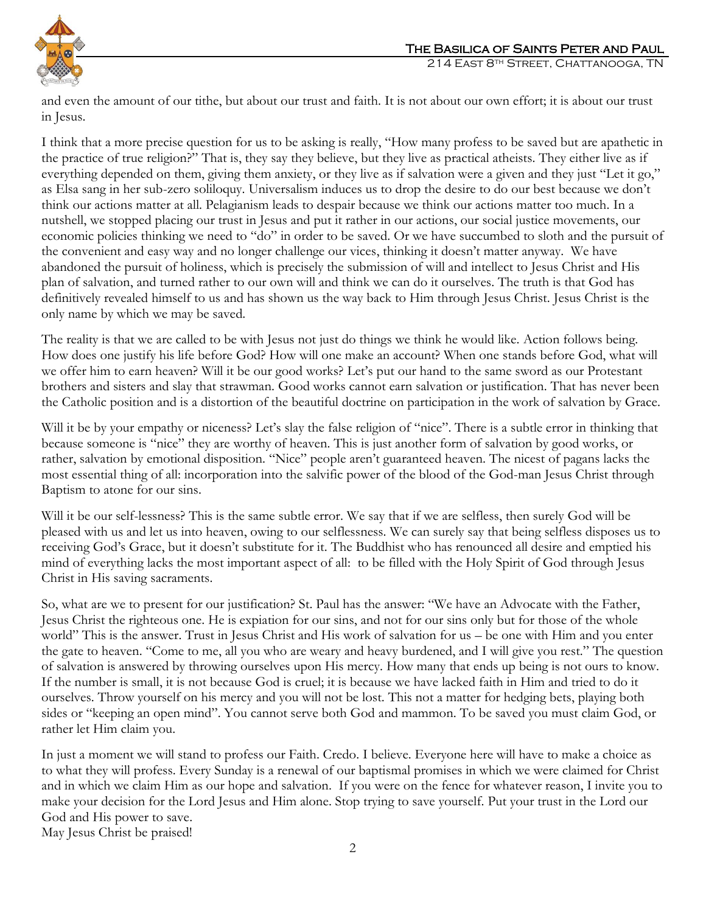and even the amount of our tithe, but about our trust and faith. It is not about our own effort; it is about our trust in Jesus.

I think that a more precise question for us to be asking is really, "How many profess to be saved but are apathetic in the practice of true religion?" That is, they say they believe, but they live as practical atheists. They either live as if everything depended on them, giving them anxiety, or they live as if salvation were a given and they just "Let it go," as Elsa sang in her sub-zero soliloquy. Universalism induces us to drop the desire to do our best because we don't think our actions matter at all. Pelagianism leads to despair because we think our actions matter too much. In a nutshell, we stopped placing our trust in Jesus and put it rather in our actions, our social justice movements, our economic policies thinking we need to "do" in order to be saved. Or we have succumbed to sloth and the pursuit of the convenient and easy way and no longer challenge our vices, thinking it doesn't matter anyway. We have abandoned the pursuit of holiness, which is precisely the submission of will and intellect to Jesus Christ and His plan of salvation, and turned rather to our own will and think we can do it ourselves. The truth is that God has definitively revealed himself to us and has shown us the way back to Him through Jesus Christ. Jesus Christ is the only name by which we may be saved.

The reality is that we are called to be with Jesus not just do things we think he would like. Action follows being. How does one justify his life before God? How will one make an account? When one stands before God, what will we offer him to earn heaven? Will it be our good works? Let's put our hand to the same sword as our Protestant brothers and sisters and slay that strawman. Good works cannot earn salvation or justification. That has never been the Catholic position and is a distortion of the beautiful doctrine on participation in the work of salvation by Grace.

Will it be by your empathy or niceness? Let's slay the false religion of "nice". There is a subtle error in thinking that because someone is "nice" they are worthy of heaven. This is just another form of salvation by good works, or rather, salvation by emotional disposition. "Nice" people aren't guaranteed heaven. The nicest of pagans lacks the most essential thing of all: incorporation into the salvific power of the blood of the God-man Jesus Christ through Baptism to atone for our sins.

Will it be our self-lessness? This is the same subtle error. We say that if we are selfless, then surely God will be pleased with us and let us into heaven, owing to our selflessness. We can surely say that being selfless disposes us to receiving God's Grace, but it doesn't substitute for it. The Buddhist who has renounced all desire and emptied his mind of everything lacks the most important aspect of all: to be filled with the Holy Spirit of God through Jesus Christ in His saving sacraments.

So, what are we to present for our justification? St. Paul has the answer: "We have an Advocate with the Father, Jesus Christ the righteous one. He is expiation for our sins, and not for our sins only but for those of the whole world" This is the answer. Trust in Jesus Christ and His work of salvation for us – be one with Him and you enter the gate to heaven. "Come to me, all you who are weary and heavy burdened, and I will give you rest." The question of salvation is answered by throwing ourselves upon His mercy. How many that ends up being is not ours to know. If the number is small, it is not because God is cruel; it is because we have lacked faith in Him and tried to do it ourselves. Throw yourself on his mercy and you will not be lost. This not a matter for hedging bets, playing both sides or "keeping an open mind". You cannot serve both God and mammon. To be saved you must claim God, or rather let Him claim you.

In just a moment we will stand to profess our Faith. Credo. I believe. Everyone here will have to make a choice as to what they will profess. Every Sunday is a renewal of our baptismal promises in which we were claimed for Christ and in which we claim Him as our hope and salvation. If you were on the fence for whatever reason, I invite you to make your decision for the Lord Jesus and Him alone. Stop trying to save yourself. Put your trust in the Lord our God and His power to save.

May Jesus Christ be praised!